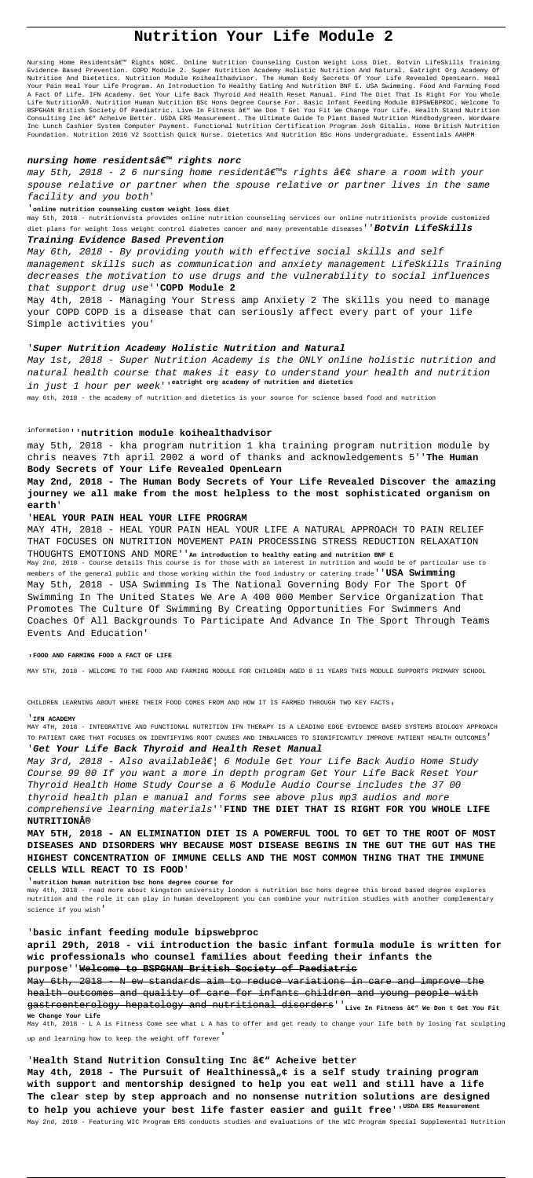# Nutrition Your Life Module 2

Nursing Home Residentsâ€™ Rights NORC. Online Nutrition Counseling Custom Weight Loss Diet. Botvin LifeSkills Training Evidence Based Prevention. COPD Module 2. Super Nutrition Academy Holistic Nutrition And Natural. Eatright Org Academy Of Nutrition And Dietetics. Nutrition Module Koihealthadvisor. The Human Body Secrets Of Your Life Revealed OpenLearn. Heal Your Pain Heal Your Life Program. An Introduction To Healthy Eating And Nutrition BNF E. USA Swimming. Food And Farming Food A Fact Of Life. IFN Academy. Get Your Life Back Thyroid And Health Reset Manual. Find The Diet That Is Right For You Whole Life Nutrition®. Nutrition Human Nutrition BSc Hons Degree Course For. Basic Infant Feeding Module BIPSWEBPROC. Welcome To BSPGHAN British Society Of Paediatric. Live In Fitness â€" We Don T Get You Fit We Change Your Life. Health Stand Nutrition Consulting Inc â€" Acheive Better. USDA ERS Measurement. The Ultimate Guide To Plant Based Nutrition Mindbodygreen. Wordware Inc Lunch Cashier System Computer Payment. Functional Nutrition Certification Program Josh Gitalis. Home British Nutrition Foundation. Nutrition 2016 V2 Scottish Quick Nurse. Dietetics And Nutrition BSc Hons Undergraduate. Essentials AAHPM

'**nursing home residentsâ€™ rights norc**

*may 5th, 2018 - 2 6 nursing home residentâ€™s rights â€¢ share a room with your spouse relative or partner when the spouse relative or partner lives in the same facility and you both*'

'**online nutrition counseling custom weight loss diet**

may 5th, 2018 - nutritionvista provides online nutrition counseling services our online nutritionists provide customized diet plans for weight loss weight control diabetes cancer and many preventable diseases''**Botvin LifeSkills Training Evidence Based Prevention**

*May 6th, 2018 - By providing youth with effective social skills and self management skills such as communication and anxiety management LifeSkills Training decreases the motivation to use drugs and the vulnerability to social influences that support drug use*''**COPD Module 2**

May 4th, 2018 - Managing Your Stress amp Anxiety 2 The skills you need to manage your COPD COPD is a disease that can seriously affect every part of your life Simple activities you'

'**Super Nutrition Academy Holistic Nutrition and Natural**

*May 1st, 2018 - Super Nutrition Academy is the ONLY online holistic nutrition and natural health course that makes it easy to understand your health and nutrition in just 1 hour per week*''**eatright org academy of nutrition and dietetics**

may 6th, 2018 - the academy of nutrition and dietetics is your source for science based food and nutrition information''**nutrition module koihealthadvisor**

may 5th, 2018 - kha program nutrition 1 kha training program nutrition module by chris neaves 7th april 2002 a word of thanks and acknowledgements 5''**The Human Body Secrets of Your Life Revealed OpenLearn**

**May 2nd, 2018 - The Human Body Secrets of Your Life Revealed Discover the amazing journey we all make from the most helpless to the most sophisticated organism on earth**'

'**HEAL YOUR PAIN HEAL YOUR LIFE PROGRAM**

MAY 4TH, 2018 - HEAL YOUR PAIN HEAL YOUR LIFE A NATURAL APPROACH TO PAIN RELIEF THAT FOCUSES ON NUTRITION MOVEMENT PAIN PROCESSING STRESS REDUCTION RELAXATION THOUGHTS EMOTIONS AND MORE''**An introduction to healthy eating and nutrition BNF E**

May 2nd, 2018 - Course details This course is for those with an interest in nutrition and would be of particular use to members of the general public and those working within the food industry or catering trade''**USA Swimming**

May 5th, 2018 - USA Swimming Is The National Governing Body For The Sport Of Swimming In The United States We Are A 400 000 Member Service Organization That Promotes The Culture Of Swimming By Creating Opportunities For Swimmers And Coaches Of All Backgrounds To Participate And Advance In The Sport Through Teams Events And Education'

'**FOOD AND FARMING FOOD A FACT OF LIFE**

MAY 5TH, 2018 - WELCOME TO THE FOOD AND FARMING MODULE FOR CHILDREN AGED 8 11 YEARS THIS MODULE SUPPORTS PRIMARY SCHOOL CHILDREN LEARNING ABOUT WHERE THEIR FOOD COMES FROM AND HOW IT IS FARMED THROUGH TWO KEY FACTS'

'**IFN ACADEMY**

MAY 4TH, 2018 - INTEGRATIVE AND FUNCTIONAL NUTRITION IFN THERAPY IS A LEADING EDGE EVIDENCE BASED SYSTEMS BIOLOGY APPROACH TO PATIENT CARE THAT FOCUSES ON IDENTIFYING ROOT CAUSES AND IMBALANCES TO SIGNIFICANTLY IMPROVE PATIENT HEALTH OUTCOMES'

'**Get Your Life Back Thyroid and Health Reset Manual**

*May 3rd, 2018 - Also availableâ€¦ 6 Module Get Your Life Back Audio Home Study Course 99 00 If you want a more in depth program Get Your Life Back Reset Your Thyroid Health Home Study Course a 6 Module Audio Course includes the 37 00 thyroid health plan e manual and forms see above plus mp3 audios and more comprehensive learning materials*''**FIND THE DIET THAT IS RIGHT FOR YOU WHOLE LIFE NUTRITION®**

**MAY 5TH, 2018 - AN ELIMINATION DIET IS A POWERFUL TOOL TO GET TO THE ROOT OF MOST DISEASES AND DISORDERS WHY BECAUSE MOST DISEASE BEGINS IN THE GUT THE GUT HAS THE HIGHEST CONCENTRATION OF IMMUNE CELLS AND THE MOST COMMON THING THAT THE IMMUNE CELLS WILL REACT TO IS FOOD**'

'**nutrition human nutrition bsc hons degree course for**

may 4th, 2018 - read more about kingston university london s nutrition bsc hons degree this broad based degree explores nutrition and the role it can play in human development you can combine your nutrition studies with another complementary science if you wish'

'**basic infant feeding module bipswebproc**

**april 29th, 2018 - vii introduction the basic infant formula module is written for wic professionals who counsel families about feeding their infants the purpose**''**Welcome to BSPGHAN British Society of Paediatric**

May 6th, 2018 - N ew standards aim to reduce variations in care and improve the health outcomes and quality of care for infants children and young people with gastroenterology hepatology and nutritional disorders''**Live In Fitness â€" We Don t Get You Fit We Change Your Life**

May 4th, 2018 - L A is Fitness Come see what L A has to offer and get ready to change your life both by losing fat sculpting up and learning how to keep the weight off forever'

'**Health Stand Nutrition Consulting Inc â€" Acheive better**

**May 4th, 2018 - The Pursuit of Healthinessâ„¢ is a self study training program with support and mentorship designed to help you eat well and still have a life The clear step by step approach and no nonsense nutrition solutions are designed to help you achieve your best life faster easier and guilt free**''**USDA ERS Measurement**

May 2nd, 2018 - Featuring WIC Program ERS conducts studies and evaluations of the WIC Program Special Supplemental Nutrition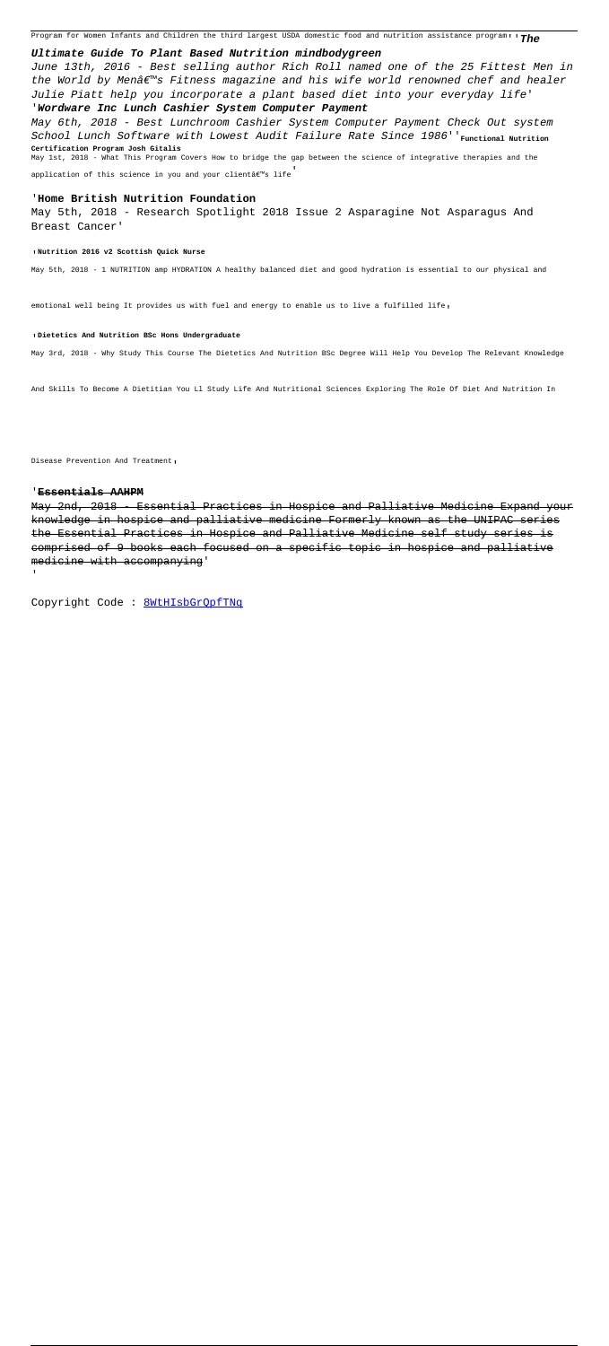Program for Women Infants and Children the third largest USDA domestic food and nutrition assistance program''**The**

***Ultimate Guide To Plant Based Nutrition mindbodygreen***

*June 13th, 2016 - Best selling author Rich Roll named one of the 25 Fittest Men in the World by Men's Fitness magazine and his wife world renowned chef and healer Julie Piatt help you incorporate a plant based diet into your everyday life*'

'***Wordware Inc Lunch Cashier System Computer Payment***

*May 6th, 2018 - Best Lunchroom Cashier System Computer Payment Check Out system School Lunch Software with Lowest Audit Failure Rate Since 1986*''**Functional Nutrition Certification Program Josh Gitalis**

May 1st, 2018 - What This Program Covers How to bridge the gap between the science of integrative therapies and the application of this science in you and your client's life'

'**Home British Nutrition Foundation**

May 5th, 2018 - Research Spotlight 2018 Issue 2 Asparagine Not Asparagus And Breast Cancer'

'**Nutrition 2016 v2 Scottish Quick Nurse**

May 5th, 2018 - 1 NUTRITION amp HYDRATION A healthy balanced diet and good hydration is essential to our physical and emotional well being It provides us with fuel and energy to enable us to live a fulfilled life'

'**Dietetics And Nutrition BSc Hons Undergraduate**

May 3rd, 2018 - Why Study This Course The Dietetics And Nutrition BSc Degree Will Help You Develop The Relevant Knowledge And Skills To Become A Dietitian You Ll Study Life And Nutritional Sciences Exploring The Role Of Diet And Nutrition In Disease Prevention And Treatment'

'~~**Essentials AAHPM**~~

~~May 2nd, 2018 - Essential Practices in Hospice and Palliative Medicine Expand your knowledge in hospice and palliative medicine Formerly known as the UNIPAC series the Essential Practices in Hospice and Palliative Medicine self study series is comprised of 9 books each focused on a specific topic in hospice and palliative medicine with accompanying~~'

'

Copyright Code : 8WtHIsbGrQpfTNq